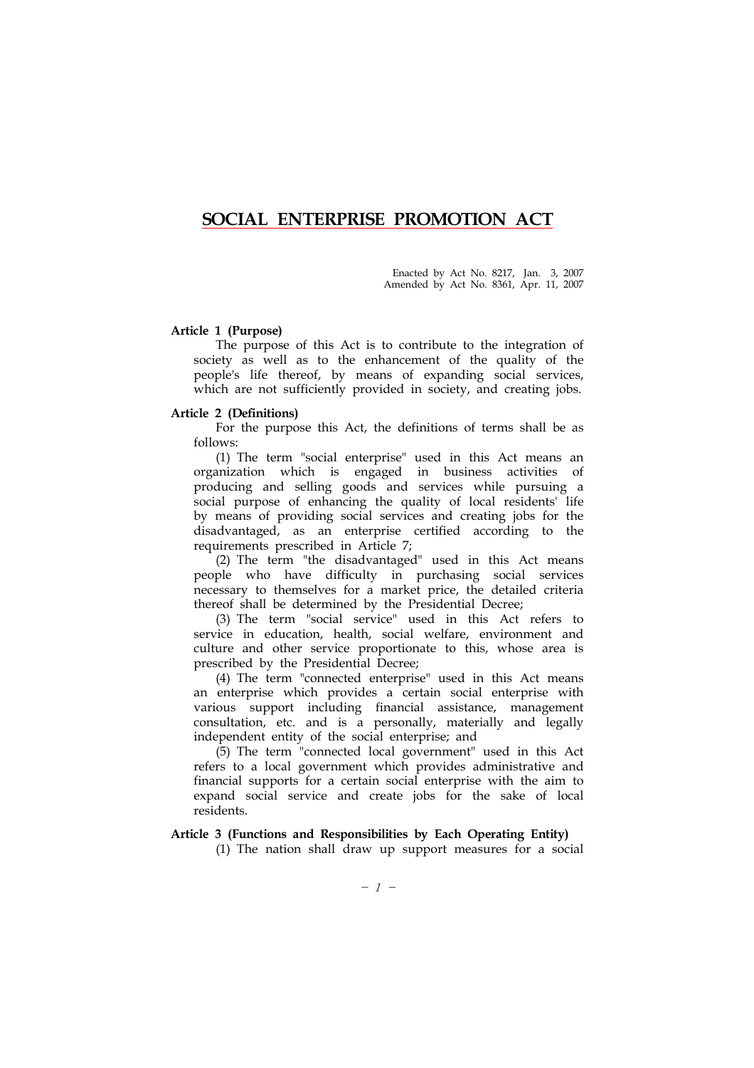# SOCIAL ENTERPRISE PROMOTION ACT

Enacted by Act No. 8217, Jan. 3, 2007
Amended by Act No. 8361, Apr. 11, 2007

**Article 1 (Purpose)**

The purpose of this Act is to contribute to the integration of society as well as to the enhancement of the quality of the people's life thereof, by means of expanding social services, which are not sufficiently provided in society, and creating jobs.

**Article 2 (Definitions)**

For the purpose this Act, the definitions of terms shall be as follows:

(1) The term "social enterprise" used in this Act means an organization which is engaged in business activities of producing and selling goods and services while pursuing a social purpose of enhancing the quality of local residents' life by means of providing social services and creating jobs for the disadvantaged, as an enterprise certified according to the requirements prescribed in Article 7;

(2) The term "the disadvantaged" used in this Act means people who have difficulty in purchasing social services necessary to themselves for a market price, the detailed criteria thereof shall be determined by the Presidential Decree;

(3) The term "social service" used in this Act refers to service in education, health, social welfare, environment and culture and other service proportionate to this, whose area is prescribed by the Presidential Decree;

(4) The term "connected enterprise" used in this Act means an enterprise which provides a certain social enterprise with various support including financial assistance, management consultation, etc. and is a personally, materially and legally independent entity of the social enterprise; and

(5) The term "connected local government" used in this Act refers to a local government which provides administrative and financial supports for a certain social enterprise with the aim to expand social service and create jobs for the sake of local residents.

**Article 3 (Functions and Responsibilities by Each Operating Entity)**

(1) The nation shall draw up support measures for a social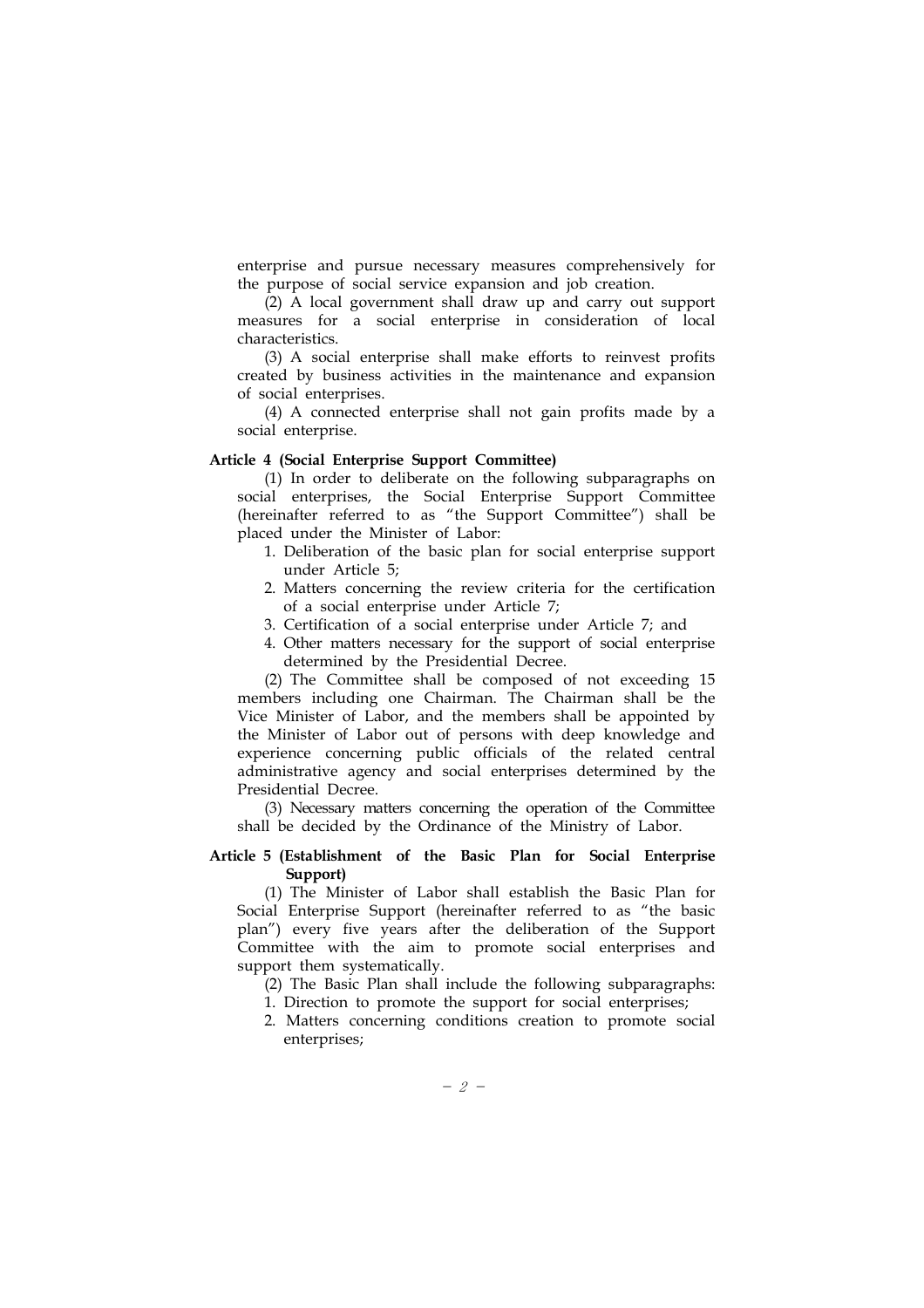enterprise and pursue necessary measures comprehensively for the purpose of social service expansion and job creation.

(2) A local government shall draw up and carry out support measures for a social enterprise in consideration of local characteristics.

(3) A social enterprise shall make efforts to reinvest profits created by business activities in the maintenance and expansion of social enterprises.

(4) A connected enterprise shall not gain profits made by a social enterprise.

**Article 4 (Social Enterprise Support Committee)**

(1) In order to deliberate on the following subparagraphs on social enterprises, the Social Enterprise Support Committee (hereinafter referred to as "the Support Committee") shall be placed under the Minister of Labor:

1. Deliberation of the basic plan for social enterprise support under Article 5;
2. Matters concerning the review criteria for the certification of a social enterprise under Article 7;
3. Certification of a social enterprise under Article 7; and
4. Other matters necessary for the support of social enterprise determined by the Presidential Decree.

(2) The Committee shall be composed of not exceeding 15 members including one Chairman. The Chairman shall be the Vice Minister of Labor, and the members shall be appointed by the Minister of Labor out of persons with deep knowledge and experience concerning public officials of the related central administrative agency and social enterprises determined by the Presidential Decree.

(3) Necessary matters concerning the operation of the Committee shall be decided by the Ordinance of the Ministry of Labor.

**Article 5 (Establishment of the Basic Plan for Social Enterprise Support)**

(1) The Minister of Labor shall establish the Basic Plan for Social Enterprise Support (hereinafter referred to as "the basic plan") every five years after the deliberation of the Support Committee with the aim to promote social enterprises and support them systematically.

(2) The Basic Plan shall include the following subparagraphs:

1. Direction to promote the support for social enterprises;
2. Matters concerning conditions creation to promote social enterprises;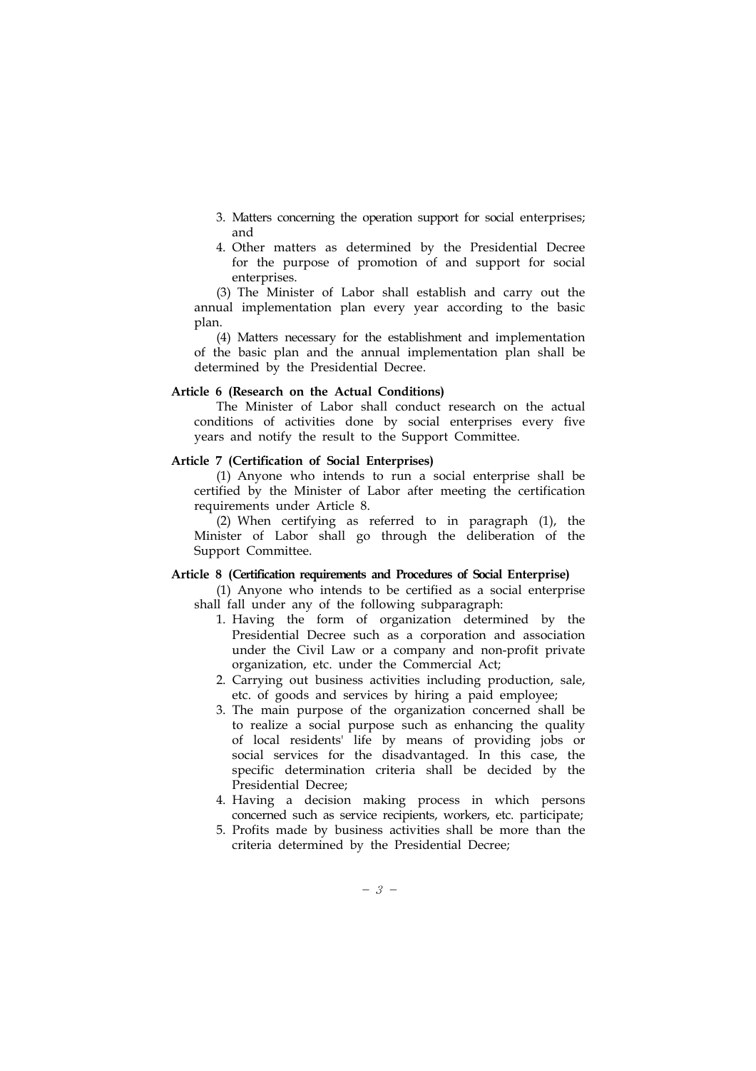3. Matters concerning the operation support for social enterprises; and
4. Other matters as determined by the Presidential Decree for the purpose of promotion of and support for social enterprises.

(3) The Minister of Labor shall establish and carry out the annual implementation plan every year according to the basic plan.

(4) Matters necessary for the establishment and implementation of the basic plan and the annual implementation plan shall be determined by the Presidential Decree.

**Article 6 (Research on the Actual Conditions)**

The Minister of Labor shall conduct research on the actual conditions of activities done by social enterprises every five years and notify the result to the Support Committee.

**Article 7 (Certification of Social Enterprises)**

(1) Anyone who intends to run a social enterprise shall be certified by the Minister of Labor after meeting the certification requirements under Article 8.

(2) When certifying as referred to in paragraph (1), the Minister of Labor shall go through the deliberation of the Support Committee.

**Article 8 (Certification requirements and Procedures of Social Enterprise)**

(1) Anyone who intends to be certified as a social enterprise shall fall under any of the following subparagraph:

1. Having the form of organization determined by the Presidential Decree such as a corporation and association under the Civil Law or a company and non-profit private organization, etc. under the Commercial Act;
2. Carrying out business activities including production, sale, etc. of goods and services by hiring a paid employee;
3. The main purpose of the organization concerned shall be to realize a social purpose such as enhancing the quality of local residents' life by means of providing jobs or social services for the disadvantaged. In this case, the specific determination criteria shall be decided by the Presidential Decree;
4. Having a decision making process in which persons concerned such as service recipients, workers, etc. participate;
5. Profits made by business activities shall be more than the criteria determined by the Presidential Decree;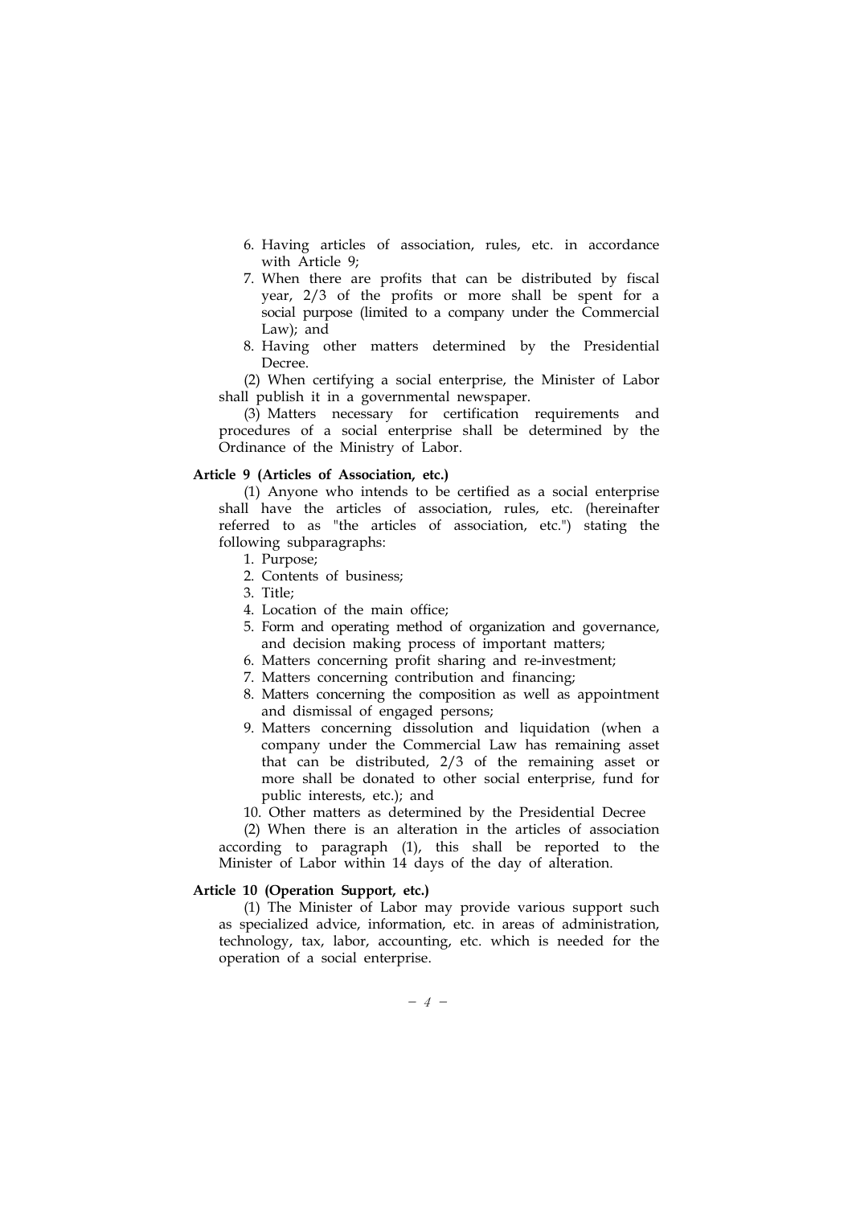6. Having articles of association, rules, etc. in accordance with Article 9;
7. When there are profits that can be distributed by fiscal year, 2/3 of the profits or more shall be spent for a social purpose (limited to a company under the Commercial Law); and
8. Having other matters determined by the Presidential Decree.

(2) When certifying a social enterprise, the Minister of Labor shall publish it in a governmental newspaper.

(3) Matters necessary for certification requirements and procedures of a social enterprise shall be determined by the Ordinance of the Ministry of Labor.

**Article 9 (Articles of Association, etc.)**

(1) Anyone who intends to be certified as a social enterprise shall have the articles of association, rules, etc. (hereinafter referred to as "the articles of association, etc.") stating the following subparagraphs:

1. Purpose;
2. Contents of business;
3. Title;
4. Location of the main office;
5. Form and operating method of organization and governance, and decision making process of important matters;
6. Matters concerning profit sharing and re-investment;
7. Matters concerning contribution and financing;
8. Matters concerning the composition as well as appointment and dismissal of engaged persons;
9. Matters concerning dissolution and liquidation (when a company under the Commercial Law has remaining asset that can be distributed, 2/3 of the remaining asset or more shall be donated to other social enterprise, fund for public interests, etc.); and
10. Other matters as determined by the Presidential Decree

(2) When there is an alteration in the articles of association according to paragraph (1), this shall be reported to the Minister of Labor within 14 days of the day of alteration.

**Article 10 (Operation Support, etc.)**

(1) The Minister of Labor may provide various support such as specialized advice, information, etc. in areas of administration, technology, tax, labor, accounting, etc. which is needed for the operation of a social enterprise.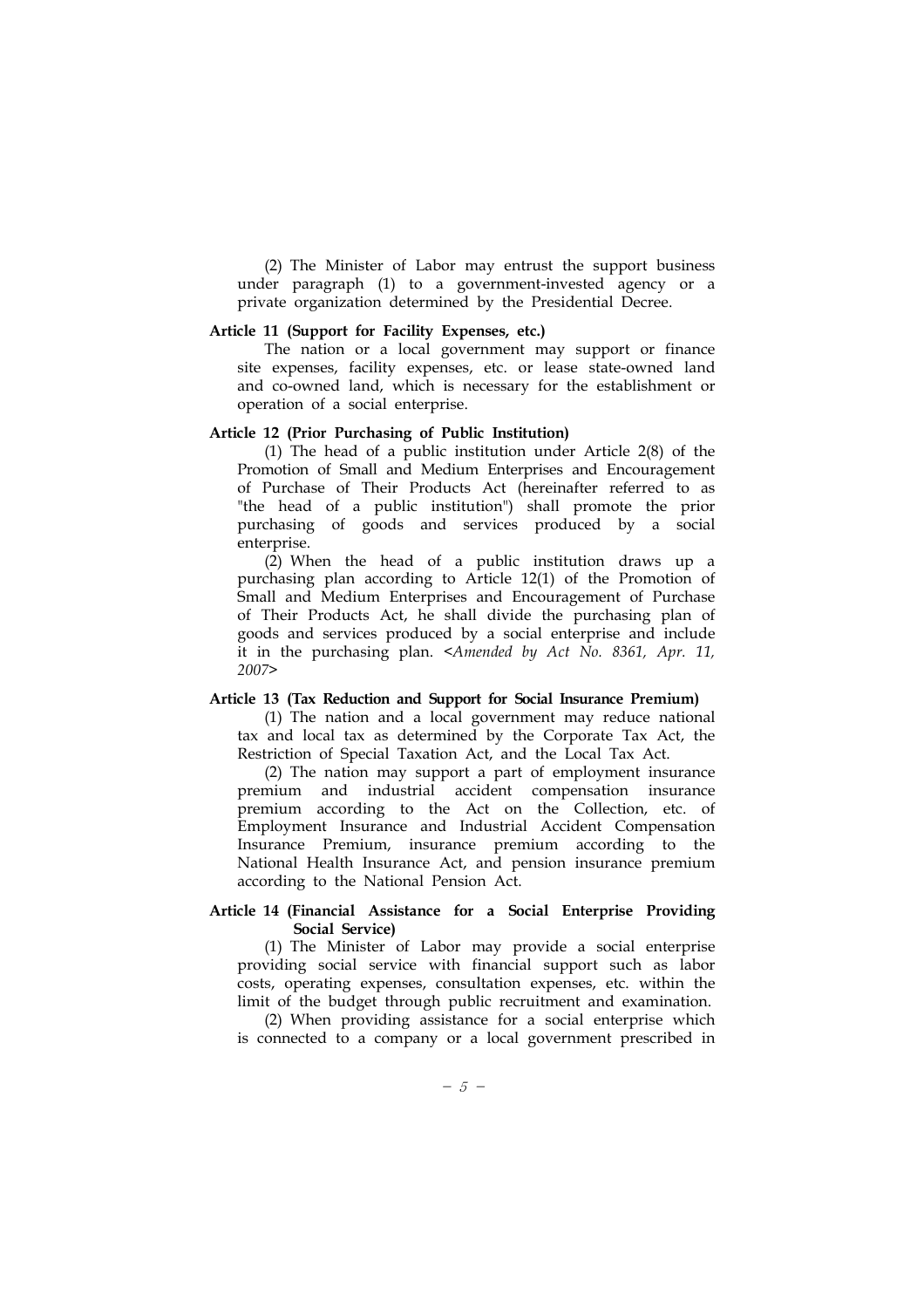(2) The Minister of Labor may entrust the support business under paragraph (1) to a government-invested agency or a private organization determined by the Presidential Decree.

**Article 11 (Support for Facility Expenses, etc.)**

The nation or a local government may support or finance site expenses, facility expenses, etc. or lease state-owned land and co-owned land, which is necessary for the establishment or operation of a social enterprise.

**Article 12 (Prior Purchasing of Public Institution)**

(1) The head of a public institution under Article 2(8) of the Promotion of Small and Medium Enterprises and Encouragement of Purchase of Their Products Act (hereinafter referred to as "the head of a public institution") shall promote the prior purchasing of goods and services produced by a social enterprise.

(2) When the head of a public institution draws up a purchasing plan according to Article 12(1) of the Promotion of Small and Medium Enterprises and Encouragement of Purchase of Their Products Act, he shall divide the purchasing plan of goods and services produced by a social enterprise and include it in the purchasing plan. <*Amended by Act No. 8361, Apr. 11, 2007*>

**Article 13 (Tax Reduction and Support for Social Insurance Premium)**

(1) The nation and a local government may reduce national tax and local tax as determined by the Corporate Tax Act, the Restriction of Special Taxation Act, and the Local Tax Act.

(2) The nation may support a part of employment insurance premium and industrial accident compensation insurance premium according to the Act on the Collection, etc. of Employment Insurance and Industrial Accident Compensation Insurance Premium, insurance premium according to the National Health Insurance Act, and pension insurance premium according to the National Pension Act.

**Article 14 (Financial Assistance for a Social Enterprise Providing Social Service)**

(1) The Minister of Labor may provide a social enterprise providing social service with financial support such as labor costs, operating expenses, consultation expenses, etc. within the limit of the budget through public recruitment and examination.

(2) When providing assistance for a social enterprise which is connected to a company or a local government prescribed in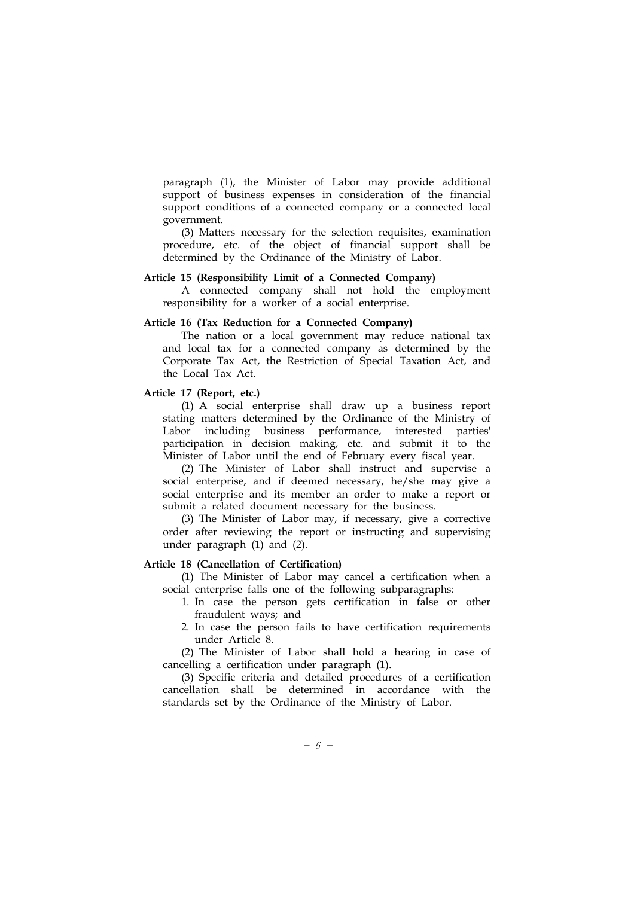paragraph (1), the Minister of Labor may provide additional support of business expenses in consideration of the financial support conditions of a connected company or a connected local government.

(3) Matters necessary for the selection requisites, examination procedure, etc. of the object of financial support shall be determined by the Ordinance of the Ministry of Labor.

**Article 15 (Responsibility Limit of a Connected Company)**

A connected company shall not hold the employment responsibility for a worker of a social enterprise.

**Article 16 (Tax Reduction for a Connected Company)**

The nation or a local government may reduce national tax and local tax for a connected company as determined by the Corporate Tax Act, the Restriction of Special Taxation Act, and the Local Tax Act.

**Article 17 (Report, etc.)**

(1) A social enterprise shall draw up a business report stating matters determined by the Ordinance of the Ministry of Labor including business performance, interested parties' participation in decision making, etc. and submit it to the Minister of Labor until the end of February every fiscal year.

(2) The Minister of Labor shall instruct and supervise a social enterprise, and if deemed necessary, he/she may give a social enterprise and its member an order to make a report or submit a related document necessary for the business.

(3) The Minister of Labor may, if necessary, give a corrective order after reviewing the report or instructing and supervising under paragraph (1) and (2).

**Article 18 (Cancellation of Certification)**

(1) The Minister of Labor may cancel a certification when a social enterprise falls one of the following subparagraphs:

1. In case the person gets certification in false or other fraudulent ways; and
2. In case the person fails to have certification requirements under Article 8.

(2) The Minister of Labor shall hold a hearing in case of cancelling a certification under paragraph (1).

(3) Specific criteria and detailed procedures of a certification cancellation shall be determined in accordance with the standards set by the Ordinance of the Ministry of Labor.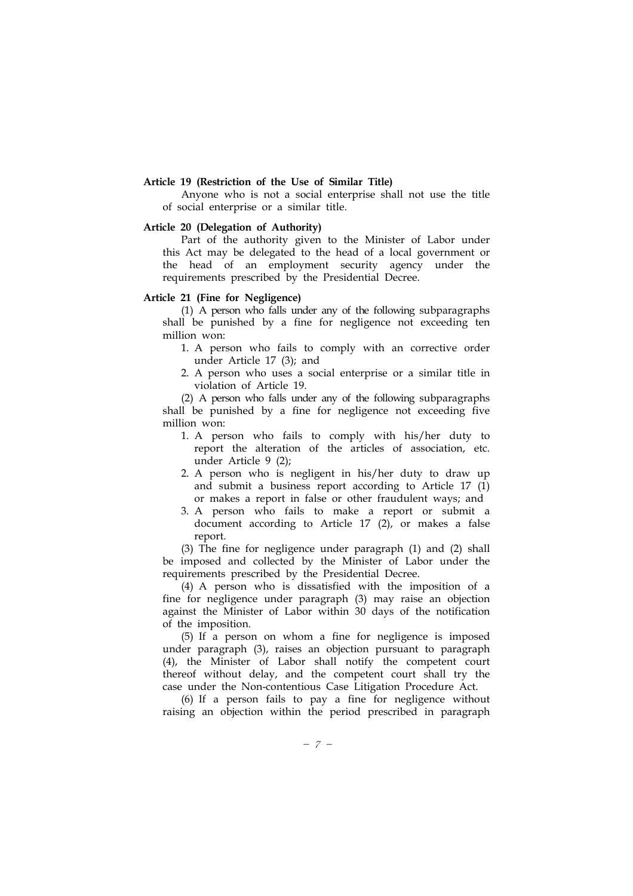**Article 19 (Restriction of the Use of Similar Title)**

Anyone who is not a social enterprise shall not use the title of social enterprise or a similar title.

**Article 20 (Delegation of Authority)**

Part of the authority given to the Minister of Labor under this Act may be delegated to the head of a local government or the head of an employment security agency under the requirements prescribed by the Presidential Decree.

**Article 21 (Fine for Negligence)**

(1) A person who falls under any of the following subparagraphs shall be punished by a fine for negligence not exceeding ten million won:

1. A person who fails to comply with an corrective order under Article 17 (3); and
2. A person who uses a social enterprise or a similar title in violation of Article 19.

(2) A person who falls under any of the following subparagraphs shall be punished by a fine for negligence not exceeding five million won:

1. A person who fails to comply with his/her duty to report the alteration of the articles of association, etc. under Article 9 (2);
2. A person who is negligent in his/her duty to draw up and submit a business report according to Article 17 (1) or makes a report in false or other fraudulent ways; and
3. A person who fails to make a report or submit a document according to Article 17 (2), or makes a false report.

(3) The fine for negligence under paragraph (1) and (2) shall be imposed and collected by the Minister of Labor under the requirements prescribed by the Presidential Decree.

(4) A person who is dissatisfied with the imposition of a fine for negligence under paragraph (3) may raise an objection against the Minister of Labor within 30 days of the notification of the imposition.

(5) If a person on whom a fine for negligence is imposed under paragraph (3), raises an objection pursuant to paragraph (4), the Minister of Labor shall notify the competent court thereof without delay, and the competent court shall try the case under the Non-contentious Case Litigation Procedure Act.

(6) If a person fails to pay a fine for negligence without raising an objection within the period prescribed in paragraph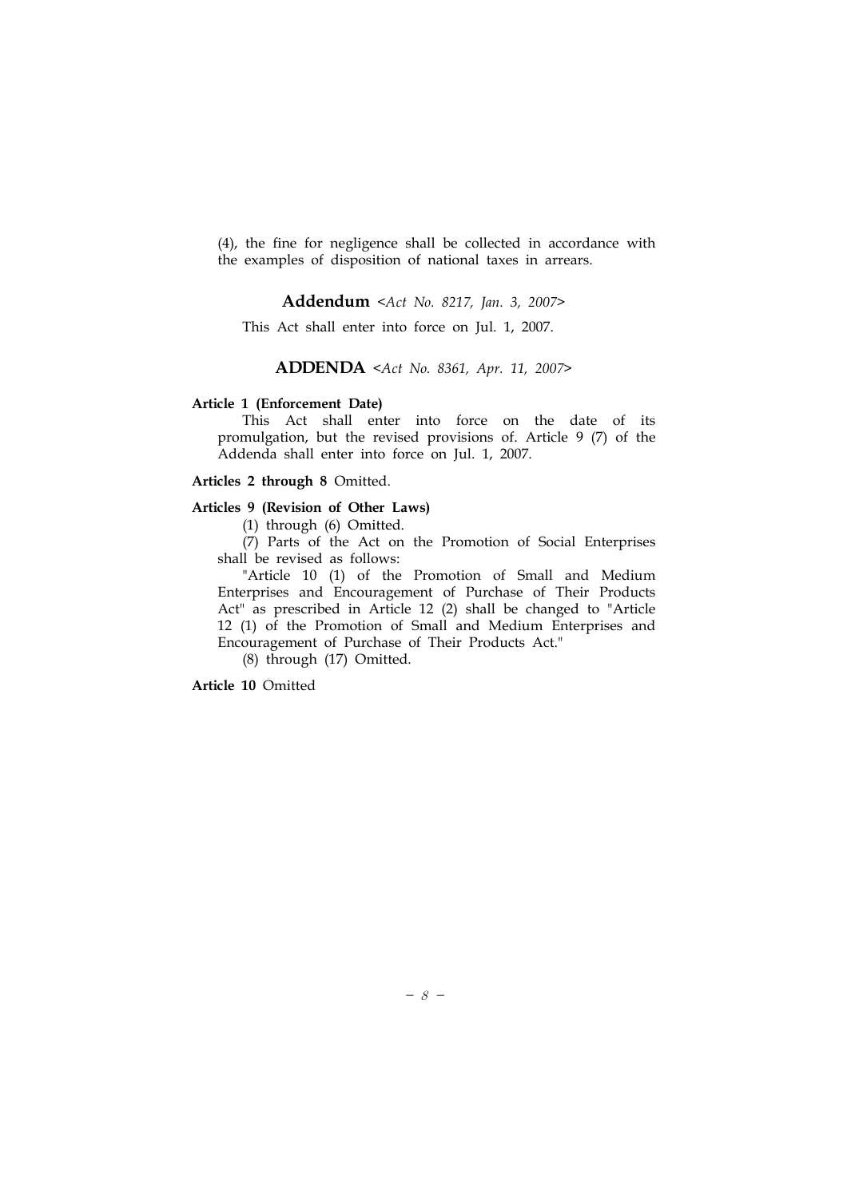(4), the fine for negligence shall be collected in accordance with the examples of disposition of national taxes in arrears.

## Addendum <*Act No. 8217, Jan. 3, 2007*>

This Act shall enter into force on Jul. 1, 2007.

## ADDENDA <*Act No. 8361, Apr. 11, 2007*>

**Article 1 (Enforcement Date)**

This Act shall enter into force on the date of its promulgation, but the revised provisions of. Article 9 (7) of the Addenda shall enter into force on Jul. 1, 2007.

**Articles 2 through 8** Omitted.

**Articles 9 (Revision of Other Laws)**

(1) through (6) Omitted.

(7) Parts of the Act on the Promotion of Social Enterprises shall be revised as follows:

"Article 10 (1) of the Promotion of Small and Medium Enterprises and Encouragement of Purchase of Their Products Act" as prescribed in Article 12 (2) shall be changed to "Article 12 (1) of the Promotion of Small and Medium Enterprises and Encouragement of Purchase of Their Products Act."

(8) through (17) Omitted.

**Article 10** Omitted